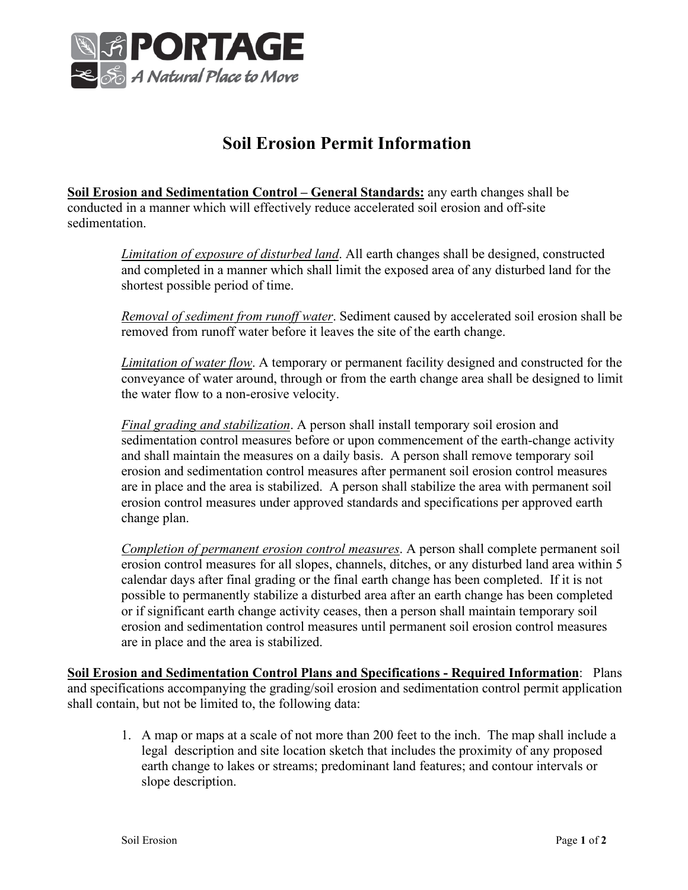PORTAGE

A Natural Place to Move

# Soil Erosion Permit Information

**Soil Erosion and Sedimentation Control – General Standards:** any earth changes shall be conducted in a manner which will effectively reduce accelerated soil erosion and off-site sedimentation.

> *Limitation of exposure of disturbed land*. All earth changes shall be designed, constructed and completed in a manner which shall limit the exposed area of any disturbed land for the shortest possible period of time.
>
> *Removal of sediment from runoff water*. Sediment caused by accelerated soil erosion shall be removed from runoff water before it leaves the site of the earth change.
>
> *Limitation of water flow*. A temporary or permanent facility designed and constructed for the conveyance of water around, through or from the earth change area shall be designed to limit the water flow to a non-erosive velocity.
>
> *Final grading and stabilization*. A person shall install temporary soil erosion and sedimentation control measures before or upon commencement of the earth-change activity and shall maintain the measures on a daily basis. A person shall remove temporary soil erosion and sedimentation control measures after permanent soil erosion control measures are in place and the area is stabilized. A person shall stabilize the area with permanent soil erosion control measures under approved standards and specifications per approved earth change plan.
>
> *Completion of permanent erosion control measures*. A person shall complete permanent soil erosion control measures for all slopes, channels, ditches, or any disturbed land area within 5 calendar days after final grading or the final earth change has been completed. If it is not possible to permanently stabilize a disturbed area after an earth change has been completed or if significant earth change activity ceases, then a person shall maintain temporary soil erosion and sedimentation control measures until permanent soil erosion control measures are in place and the area is stabilized.

**Soil Erosion and Sedimentation Control Plans and Specifications - Required Information**: Plans and specifications accompanying the grading/soil erosion and sedimentation control permit application shall contain, but not be limited to, the following data:

1. A map or maps at a scale of not more than 200 feet to the inch. The map shall include a legal description and site location sketch that includes the proximity of any proposed earth change to lakes or streams; predominant land features; and contour intervals or slope description.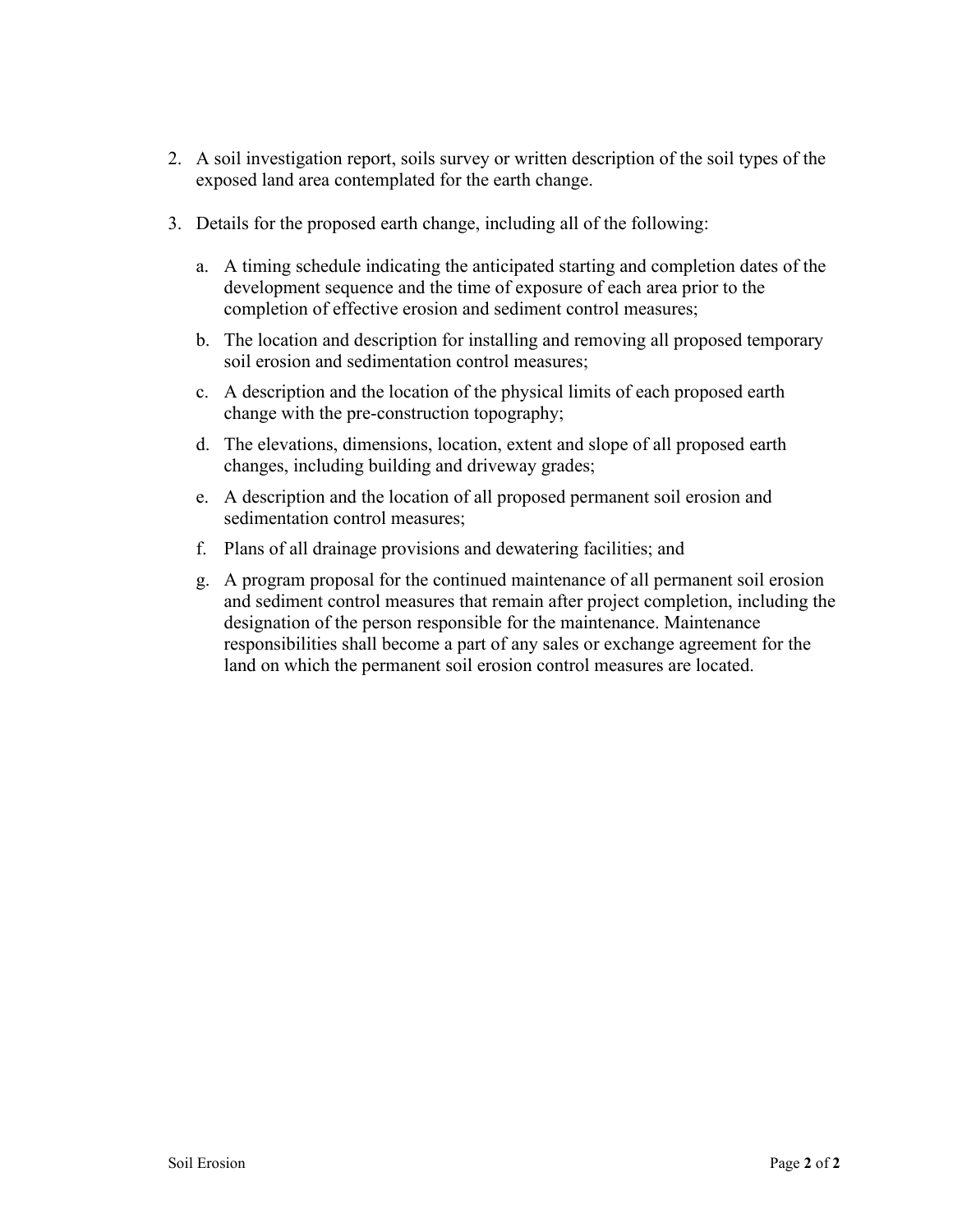2. A soil investigation report, soils survey or written description of the soil types of the exposed land area contemplated for the earth change.

3. Details for the proposed earth change, including all of the following:

   a. A timing schedule indicating the anticipated starting and completion dates of the development sequence and the time of exposure of each area prior to the completion of effective erosion and sediment control measures;

   b. The location and description for installing and removing all proposed temporary soil erosion and sedimentation control measures;

   c. A description and the location of the physical limits of each proposed earth change with the pre-construction topography;

   d. The elevations, dimensions, location, extent and slope of all proposed earth changes, including building and driveway grades;

   e. A description and the location of all proposed permanent soil erosion and sedimentation control measures;

   f. Plans of all drainage provisions and dewatering facilities; and

   g. A program proposal for the continued maintenance of all permanent soil erosion and sediment control measures that remain after project completion, including the designation of the person responsible for the maintenance. Maintenance responsibilities shall become a part of any sales or exchange agreement for the land on which the permanent soil erosion control measures are located.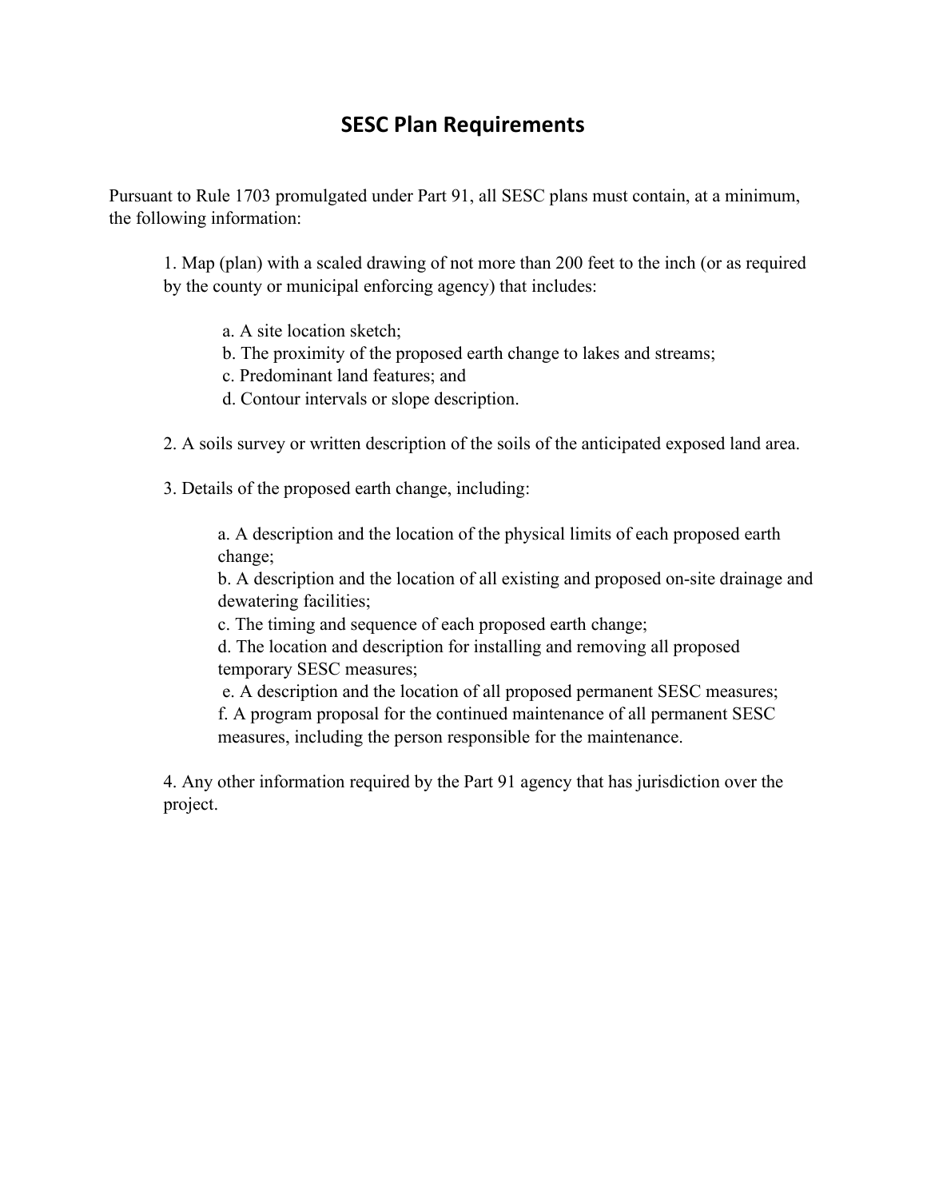# SESC Plan Requirements

Pursuant to Rule 1703 promulgated under Part 91, all SESC plans must contain, at a minimum, the following information:

1. Map (plan) with a scaled drawing of not more than 200 feet to the inch (or as required by the county or municipal enforcing agency) that includes:

   a. A site location sketch;
   b. The proximity of the proposed earth change to lakes and streams;
   c. Predominant land features; and
   d. Contour intervals or slope description.

2. A soils survey or written description of the soils of the anticipated exposed land area.

3. Details of the proposed earth change, including:

   a. A description and the location of the physical limits of each proposed earth change;
   b. A description and the location of all existing and proposed on-site drainage and dewatering facilities;
   c. The timing and sequence of each proposed earth change;
   d. The location and description for installing and removing all proposed temporary SESC measures;
   e. A description and the location of all proposed permanent SESC measures;
   f. A program proposal for the continued maintenance of all permanent SESC measures, including the person responsible for the maintenance.

4. Any other information required by the Part 91 agency that has jurisdiction over the project.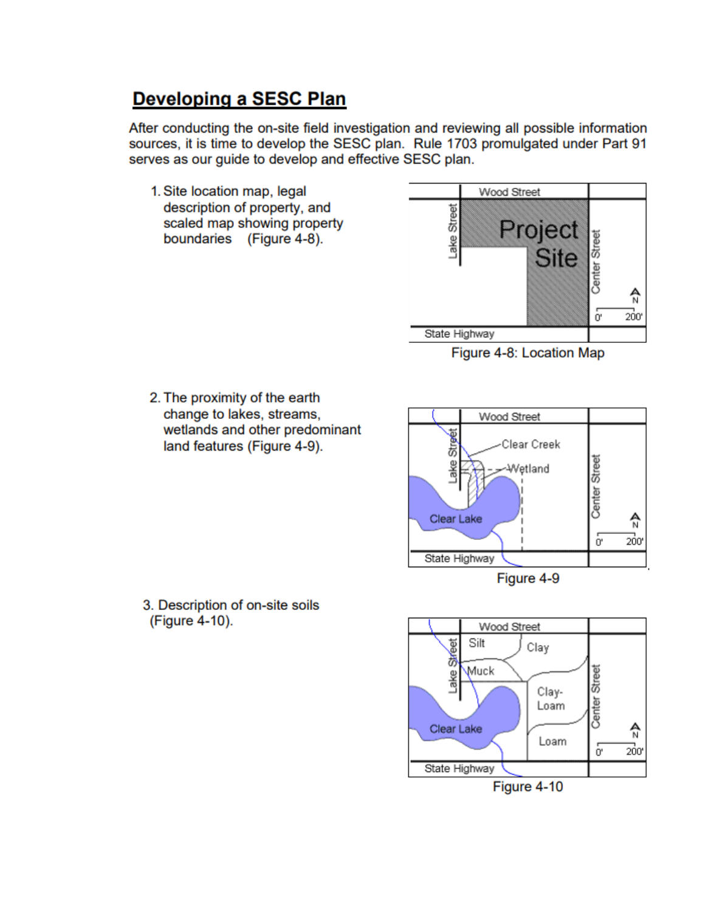## Developing a SESC Plan

After conducting the on-site field investigation and reviewing all possible information sources, it is time to develop the SESC plan. Rule 1703 promulgated under Part 91 serves as our guide to develop and effective SESC plan.

1. Site location map, legal description of property, and scaled map showing property boundaries (Figure 4-8).

Figure 4-8: Location Map

2. The proximity of the earth change to lakes, streams, wetlands and other predominant land features (Figure 4-9).

Figure 4-9

3. Description of on-site soils (Figure 4-10).

Figure 4-10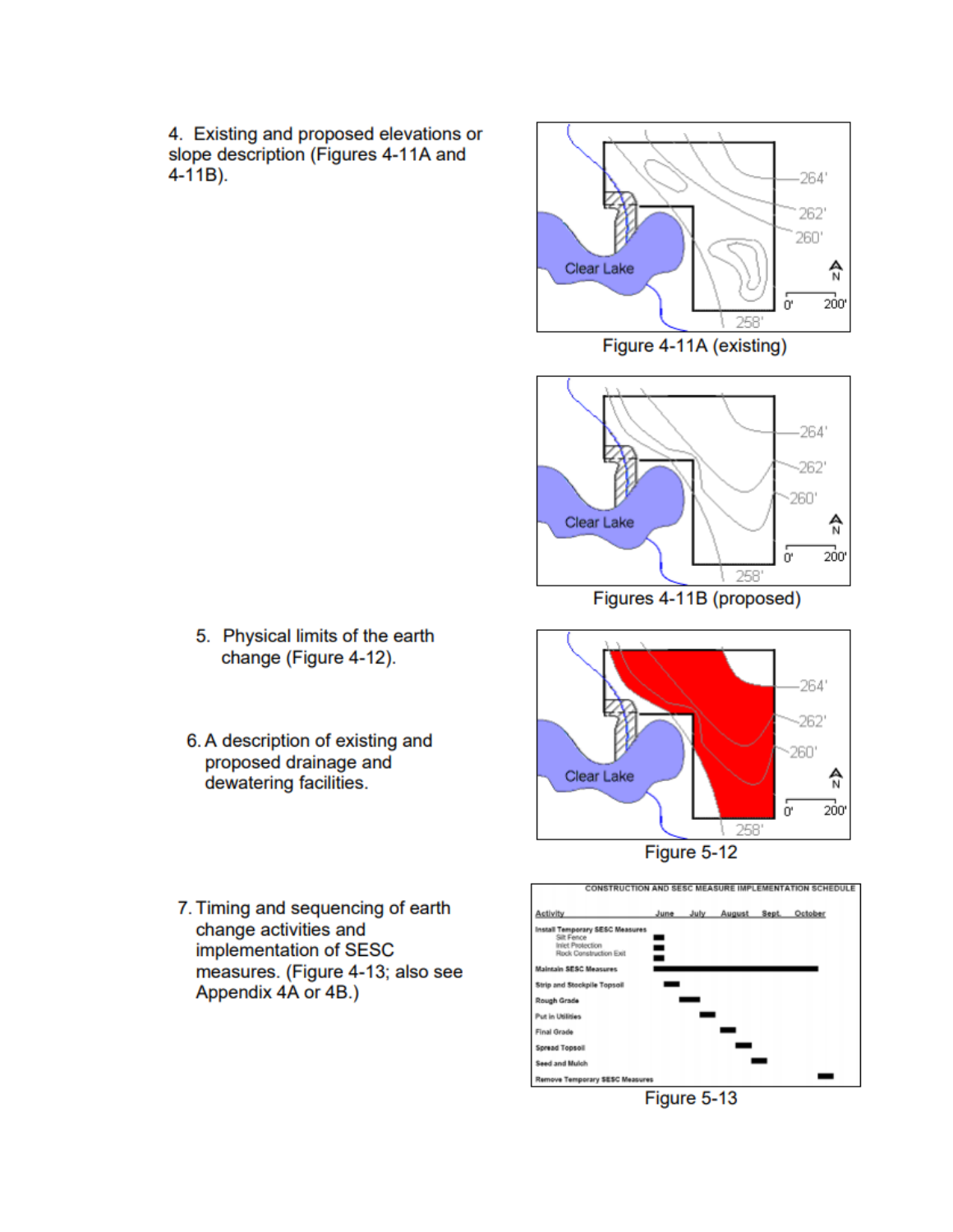4. Existing and proposed elevations or slope description (Figures 4-11A and 4-11B).

Figure 4-11A (existing)

Figures 4-11B (proposed)

5. Physical limits of the earth change (Figure 4-12).

6. A description of existing and proposed drainage and dewatering facilities.

Figure 5-12

7. Timing and sequencing of earth change activities and implementation of SESC measures. (Figure 4-13; also see Appendix 4A or 4B.)

Figure 5-13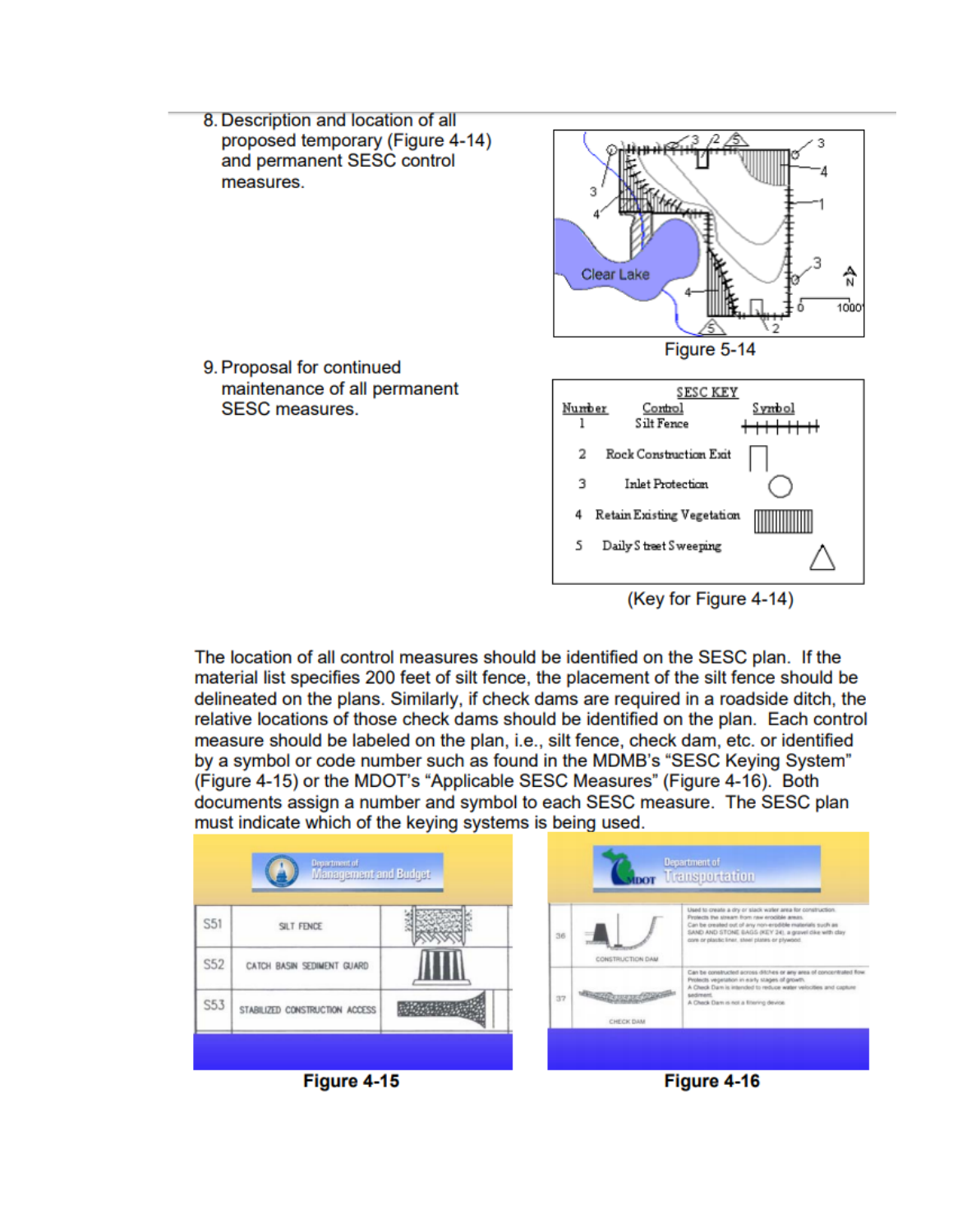8. Description and location of all proposed temporary (Figure 4-14) and permanent SESC control measures.

Figure 5-14

9. Proposal for continued maintenance of all permanent SESC measures.

| SESC KEY | | |
|---|---|---|
| Number | Control | Symbol |
| 1 | Silt Fence | |
| 2 | Rock Construction Exit | |
| 3 | Inlet Protection | |
| 4 | Retain Existing Vegetation | |
| 5 | Daily Street Sweeping | |

(Key for Figure 4-14)

The location of all control measures should be identified on the SESC plan. If the material list specifies 200 feet of silt fence, the placement of the silt fence should be delineated on the plans. Similarly, if check dams are required in a roadside ditch, the relative locations of those check dams should be identified on the plan. Each control measure should be labeled on the plan, i.e., silt fence, check dam, etc. or identified by a symbol or code number such as found in the MDMB's "SESC Keying System" (Figure 4-15) or the MDOT's "Applicable SESC Measures" (Figure 4-16). Both documents assign a number and symbol to each SESC measure. The SESC plan must indicate which of the keying systems is being used.

Figure 4-15

Figure 4-16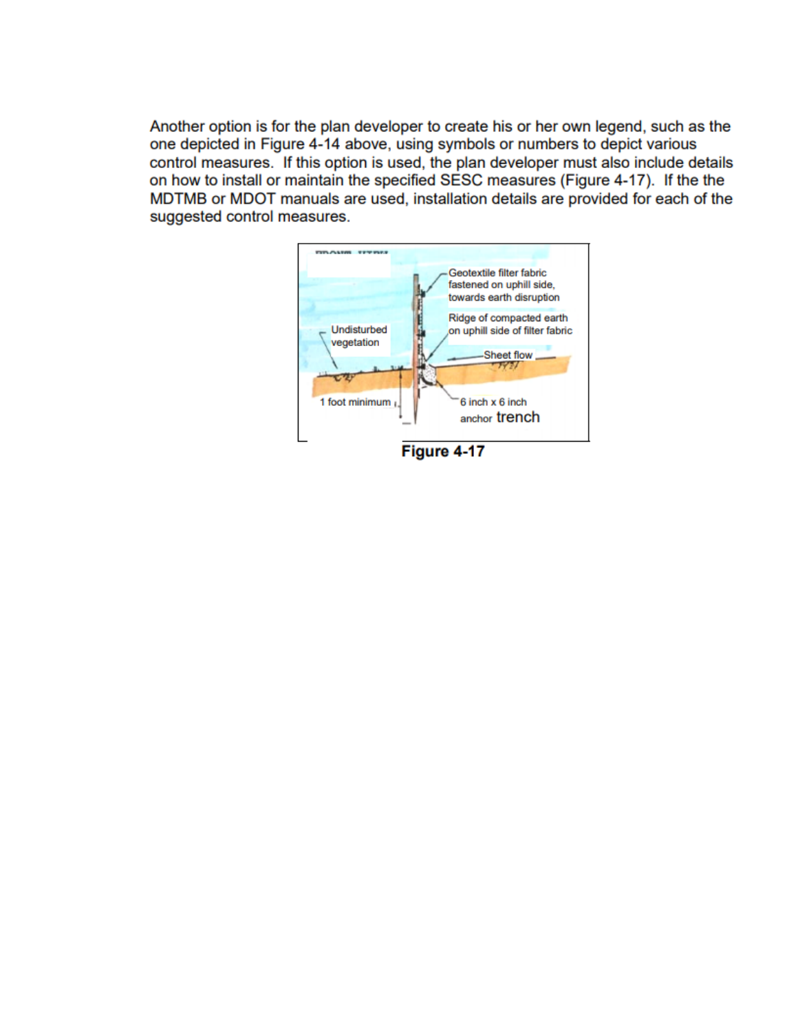Another option is for the plan developer to create his or her own legend, such as the one depicted in Figure 4-14 above, using symbols or numbers to depict various control measures. If this option is used, the plan developer must also include details on how to install or maintain the specified SESC measures (Figure 4-17). If the the MDTMB or MDOT manuals are used, installation details are provided for each of the suggested control measures.

Figure 4-17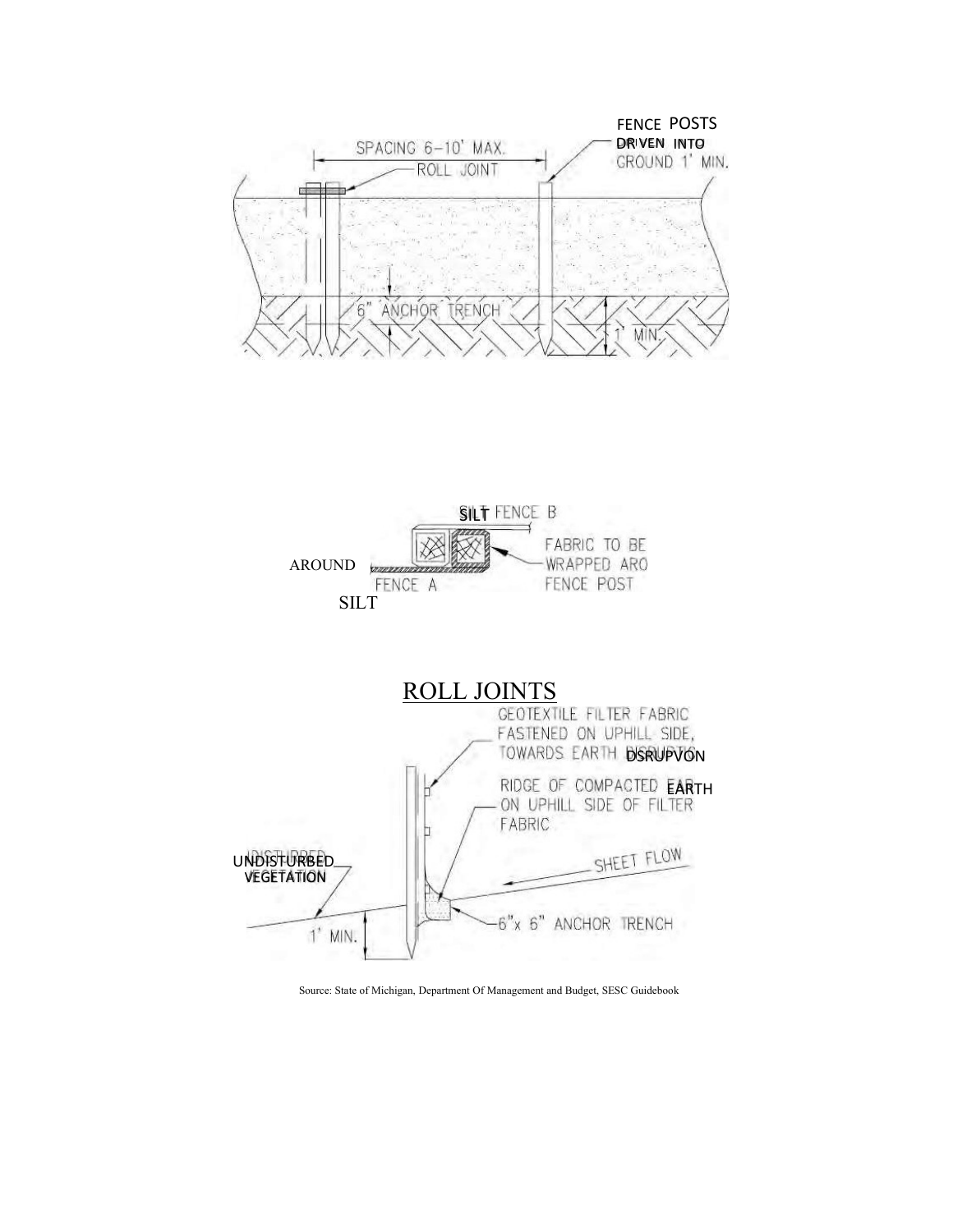FENCE POSTS DRIVEN INTO GROUND 1' MIN.

SPACING 6–10' MAX.

ROLL JOINT

6" ANCHOR TRENCH

1' MIN.

SILT FENCE B

FABRIC TO BE WRAPPED AROUND FENCE POST

SILT FENCE A

## ROLL JOINTS

GEOTEXTILE FILTER FABRIC FASTENED ON UPHILL SIDE, TOWARDS EARTH DISRUPTION

RIDGE OF COMPACTED EARTH ON UPHILL SIDE OF FILTER FABRIC

UNDISTURBED VEGETATION

SHEET FLOW

1' MIN.

6"x 6" ANCHOR TRENCH

Source: State of Michigan, Department Of Management and Budget, SESC Guidebook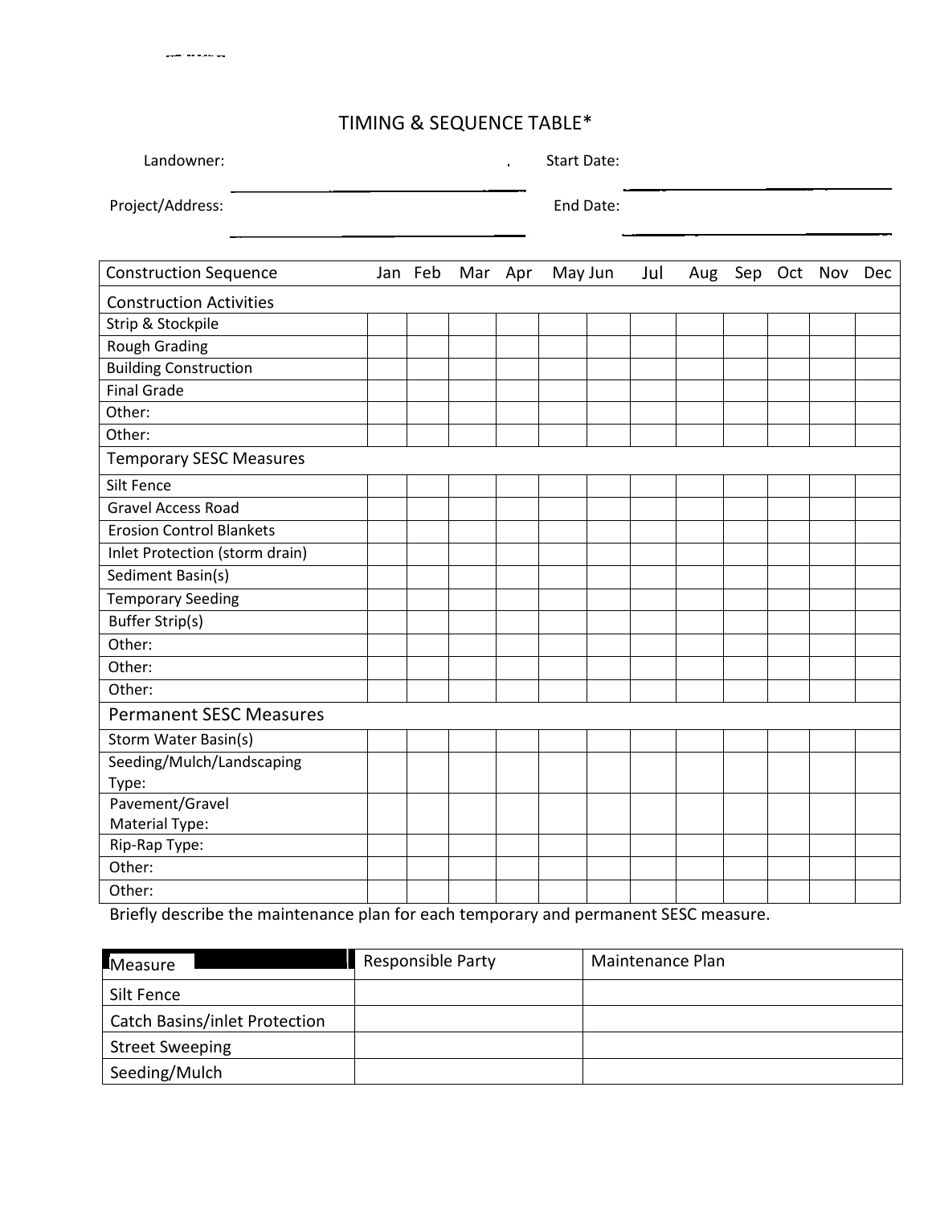# TIMING & SEQUENCE TABLE*

Landowner: ______________________ Start Date: ______________________

Project/Address: ______________________ End Date: ______________________

| Construction Sequence | Jan | Feb | Mar | Apr | May | Jun | Jul | Aug | Sep | Oct | Nov | Dec |
|---|---|---|---|---|---|---|---|---|---|---|---|---|
| **Construction Activities** | | | | | | | | | | | | |
| Strip & Stockpile | | | | | | | | | | | | |
| Rough Grading | | | | | | | | | | | | |
| Building Construction | | | | | | | | | | | | |
| Final Grade | | | | | | | | | | | | |
| Other: | | | | | | | | | | | | |
| Other: | | | | | | | | | | | | |
| **Temporary SESC Measures** | | | | | | | | | | | | |
| Silt Fence | | | | | | | | | | | | |
| Gravel Access Road | | | | | | | | | | | | |
| Erosion Control Blankets | | | | | | | | | | | | |
| Inlet Protection (storm drain) | | | | | | | | | | | | |
| Sediment Basin(s) | | | | | | | | | | | | |
| Temporary Seeding | | | | | | | | | | | | |
| Buffer Strip(s) | | | | | | | | | | | | |
| Other: | | | | | | | | | | | | |
| Other: | | | | | | | | | | | | |
| Other: | | | | | | | | | | | | |
| **Permanent SESC Measures** | | | | | | | | | | | | |
| Storm Water Basin(s) | | | | | | | | | | | | |
| Seeding/Mulch/Landscaping Type: | | | | | | | | | | | | |
| Pavement/Gravel Material Type: | | | | | | | | | | | | |
| Rip-Rap Type: | | | | | | | | | | | | |
| Other: | | | | | | | | | | | | |
| Other: | | | | | | | | | | | | |

Briefly describe the maintenance plan for each temporary and permanent SESC measure.

| Measure | Responsible Party | Maintenance Plan |
|---|---|---|
| Silt Fence | | |
| Catch Basins/inlet Protection | | |
| Street Sweeping | | |
| Seeding/Mulch | | |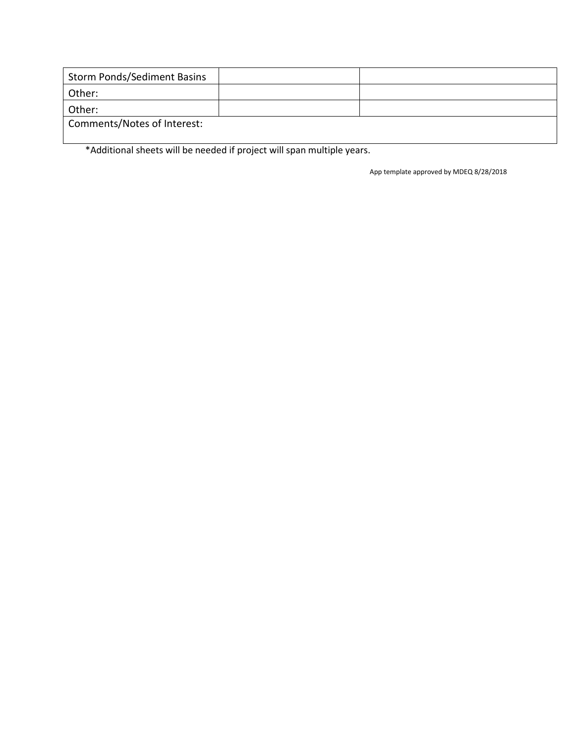| | | |
|---|---|---|
| Storm Ponds/Sediment Basins | | |
| Other: | | |
| Other: | | |
| Comments/Notes of Interest: | | |

*Additional sheets will be needed if project will span multiple years.

App template approved by MDEQ 8/28/2018